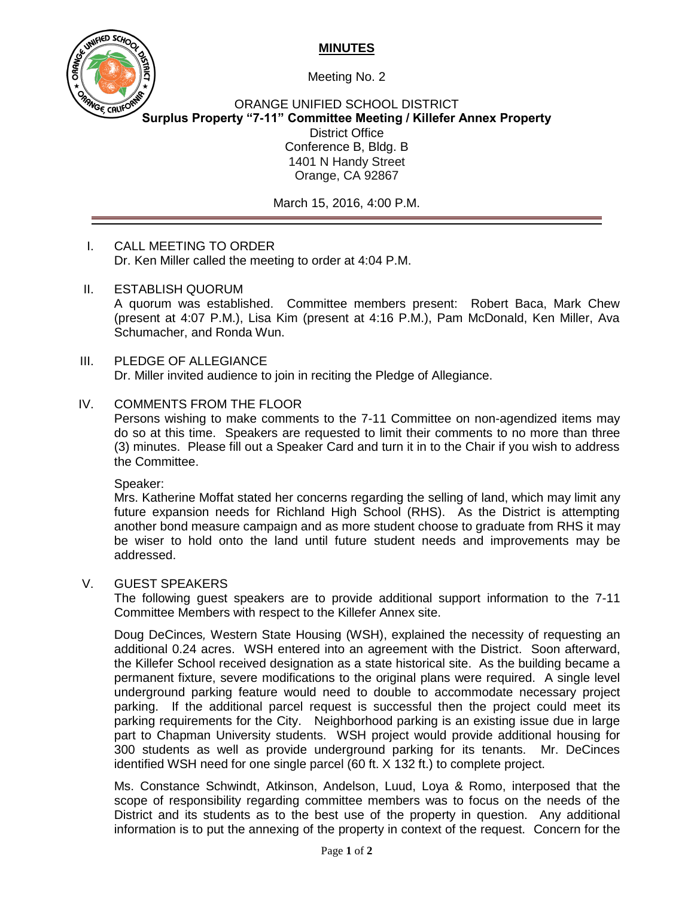# MINUTES

Meeting No. 2

ORANGE UNIFIED SCHOOL DISTRICT
**Surplus Property "7-11" Committee Meeting / Killefer Annex Property**
District Office
Conference B, Bldg. B
1401 N Handy Street
Orange, CA 92867

March 15, 2016, 4:00 P.M.

---

I. CALL MEETING TO ORDER
Dr. Ken Miller called the meeting to order at 4:04 P.M.

II. ESTABLISH QUORUM
A quorum was established. Committee members present: Robert Baca, Mark Chew (present at 4:07 P.M.), Lisa Kim (present at 4:16 P.M.), Pam McDonald, Ken Miller, Ava Schumacher, and Ronda Wun.

III. PLEDGE OF ALLEGIANCE
Dr. Miller invited audience to join in reciting the Pledge of Allegiance.

IV. COMMENTS FROM THE FLOOR
Persons wishing to make comments to the 7-11 Committee on non-agendized items may do so at this time. Speakers are requested to limit their comments to no more than three (3) minutes. Please fill out a Speaker Card and turn it in to the Chair if you wish to address the Committee.

Speaker:
Mrs. Katherine Moffat stated her concerns regarding the selling of land, which may limit any future expansion needs for Richland High School (RHS). As the District is attempting another bond measure campaign and as more student choose to graduate from RHS it may be wiser to hold onto the land until future student needs and improvements may be addressed.

V. GUEST SPEAKERS
The following guest speakers are to provide additional support information to the 7-11 Committee Members with respect to the Killefer Annex site.

Doug DeCinces*,* Western State Housing (WSH), explained the necessity of requesting an additional 0.24 acres. WSH entered into an agreement with the District. Soon afterward, the Killefer School received designation as a state historical site. As the building became a permanent fixture, severe modifications to the original plans were required. A single level underground parking feature would need to double to accommodate necessary project parking. If the additional parcel request is successful then the project could meet its parking requirements for the City. Neighborhood parking is an existing issue due in large part to Chapman University students. WSH project would provide additional housing for 300 students as well as provide underground parking for its tenants. Mr. DeCinces identified WSH need for one single parcel (60 ft. X 132 ft.) to complete project.

Ms. Constance Schwindt, Atkinson, Andelson, Luud, Loya & Romo, interposed that the scope of responsibility regarding committee members was to focus on the needs of the District and its students as to the best use of the property in question. Any additional information is to put the annexing of the property in context of the request. Concern for the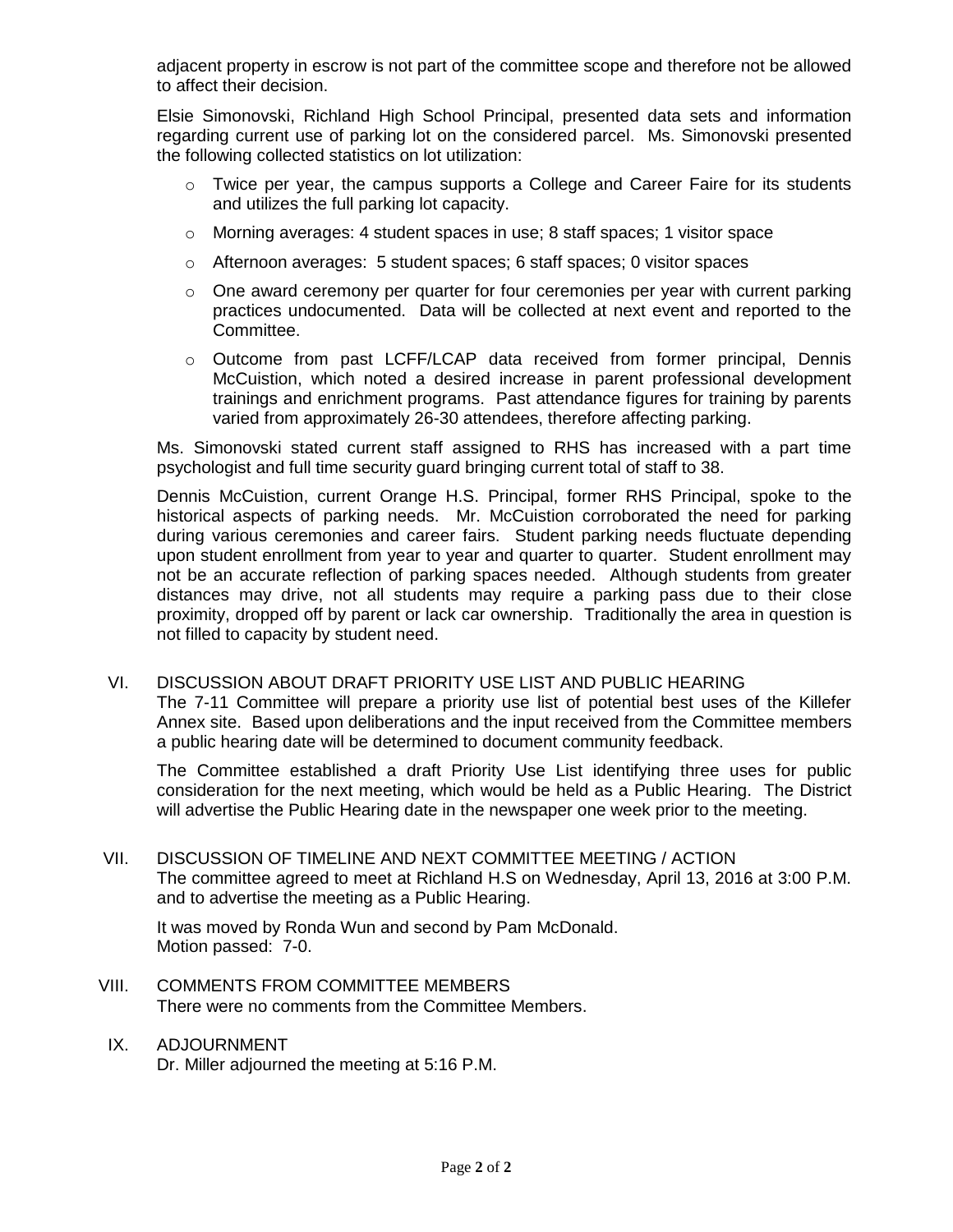adjacent property in escrow is not part of the committee scope and therefore not be allowed to affect their decision.

Elsie Simonovski, Richland High School Principal, presented data sets and information regarding current use of parking lot on the considered parcel. Ms. Simonovski presented the following collected statistics on lot utilization:

- Twice per year, the campus supports a College and Career Faire for its students and utilizes the full parking lot capacity.
- Morning averages: 4 student spaces in use; 8 staff spaces; 1 visitor space
- Afternoon averages: 5 student spaces; 6 staff spaces; 0 visitor spaces
- One award ceremony per quarter for four ceremonies per year with current parking practices undocumented. Data will be collected at next event and reported to the Committee.
- Outcome from past LCFF/LCAP data received from former principal, Dennis McCuistion, which noted a desired increase in parent professional development trainings and enrichment programs. Past attendance figures for training by parents varied from approximately 26-30 attendees, therefore affecting parking.

Ms. Simonovski stated current staff assigned to RHS has increased with a part time psychologist and full time security guard bringing current total of staff to 38.

Dennis McCuistion, current Orange H.S. Principal, former RHS Principal, spoke to the historical aspects of parking needs. Mr. McCuistion corroborated the need for parking during various ceremonies and career fairs. Student parking needs fluctuate depending upon student enrollment from year to year and quarter to quarter. Student enrollment may not be an accurate reflection of parking spaces needed. Although students from greater distances may drive, not all students may require a parking pass due to their close proximity, dropped off by parent or lack car ownership. Traditionally the area in question is not filled to capacity by student need.

VI. DISCUSSION ABOUT DRAFT PRIORITY USE LIST AND PUBLIC HEARING

The 7-11 Committee will prepare a priority use list of potential best uses of the Killefer Annex site. Based upon deliberations and the input received from the Committee members a public hearing date will be determined to document community feedback.

The Committee established a draft Priority Use List identifying three uses for public consideration for the next meeting, which would be held as a Public Hearing. The District will advertise the Public Hearing date in the newspaper one week prior to the meeting.

VII. DISCUSSION OF TIMELINE AND NEXT COMMITTEE MEETING / ACTION

The committee agreed to meet at Richland H.S on Wednesday, April 13, 2016 at 3:00 P.M. and to advertise the meeting as a Public Hearing.

It was moved by Ronda Wun and second by Pam McDonald.
Motion passed: 7-0.

VIII. COMMENTS FROM COMMITTEE MEMBERS

There were no comments from the Committee Members.

IX. ADJOURNMENT

Dr. Miller adjourned the meeting at 5:16 P.M.